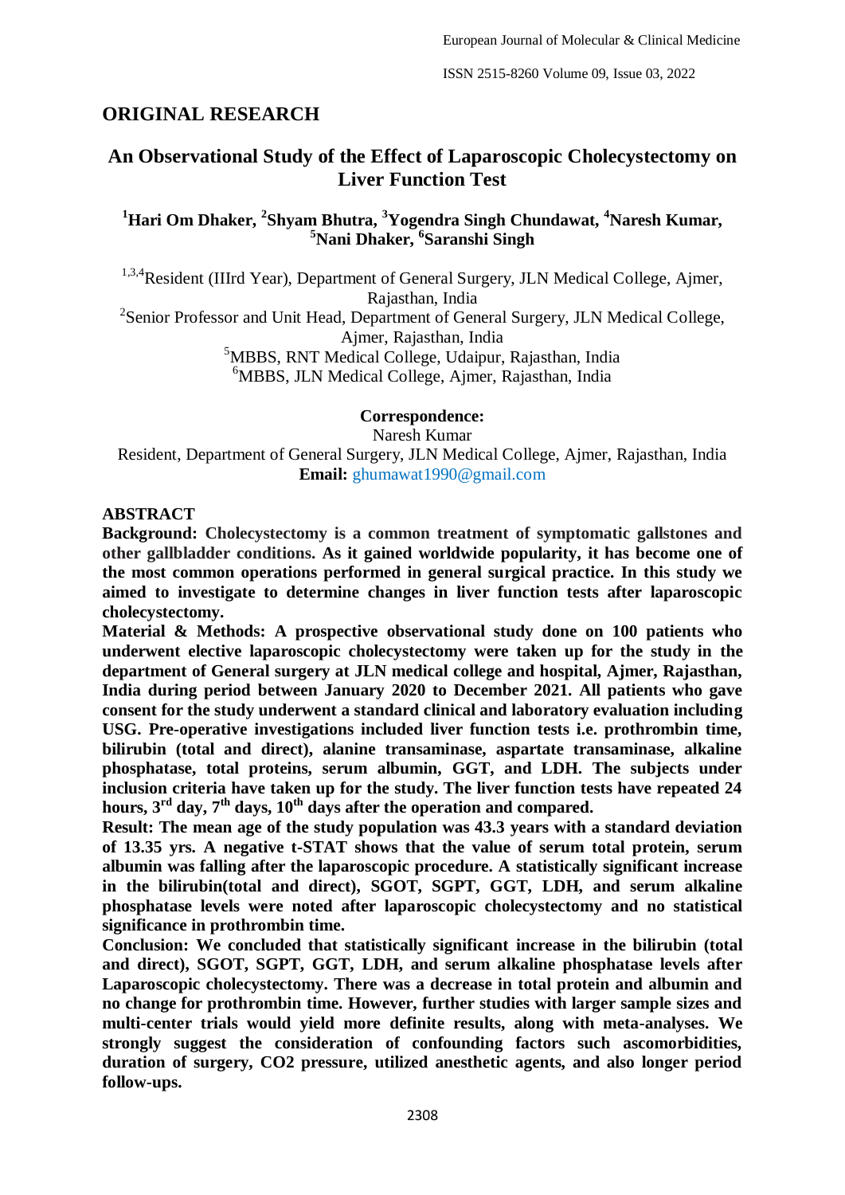## ORIGINAL RESEARCH

# An Observational Study of the Effect of Laparoscopic Cholecystectomy on Liver Function Test

**[1]Hari Om Dhaker, [2]Shyam Bhutra, [3]Yogendra Singh Chundawat, [4]Naresh Kumar, [5]Nani Dhaker, [6]Saranshi Singh**

[1,3,4]Resident (IIIrd Year), Department of General Surgery, JLN Medical College, Ajmer, Rajasthan, India

[2]Senior Professor and Unit Head, Department of General Surgery, JLN Medical College, Ajmer, Rajasthan, India

[5]MBBS, RNT Medical College, Udaipur, Rajasthan, India

[6]MBBS, JLN Medical College, Ajmer, Rajasthan, India

**Correspondence:**

Naresh Kumar

Resident, Department of General Surgery, JLN Medical College, Ajmer, Rajasthan, India

**Email:** ghumawat1990@gmail.com

## ABSTRACT

**Background: Cholecystectomy is a common treatment of symptomatic gallstones and other gallbladder conditions. As it gained worldwide popularity, it has become one of the most common operations performed in general surgical practice. In this study we aimed to investigate to determine changes in liver function tests after laparoscopic cholecystectomy.**

**Material & Methods: A prospective observational study done on 100 patients who underwent elective laparoscopic cholecystectomy were taken up for the study in the department of General surgery at JLN medical college and hospital, Ajmer, Rajasthan, India during period between January 2020 to December 2021. All patients who gave consent for the study underwent a standard clinical and laboratory evaluation including USG. Pre-operative investigations included liver function tests i.e. prothrombin time, bilirubin (total and direct), alanine transaminase, aspartate transaminase, alkaline phosphatase, total proteins, serum albumin, GGT, and LDH. The subjects under inclusion criteria have taken up for the study. The liver function tests have repeated 24 hours, 3rd day, 7th days, 10th days after the operation and compared.**

**Result: The mean age of the study population was 43.3 years with a standard deviation of 13.35 yrs. A negative t-STAT shows that the value of serum total protein, serum albumin was falling after the laparoscopic procedure. A statistically significant increase in the bilirubin(total and direct), SGOT, SGPT, GGT, LDH, and serum alkaline phosphatase levels were noted after laparoscopic cholecystectomy and no statistical significance in prothrombin time.**

**Conclusion: We concluded that statistically significant increase in the bilirubin (total and direct), SGOT, SGPT, GGT, LDH, and serum alkaline phosphatase levels after Laparoscopic cholecystectomy. There was a decrease in total protein and albumin and no change for prothrombin time. However, further studies with larger sample sizes and multi-center trials would yield more definite results, along with meta-analyses. We strongly suggest the consideration of confounding factors such ascomorbidities, duration of surgery, $CO_2$ pressure, utilized anesthetic agents, and also longer period follow-ups.**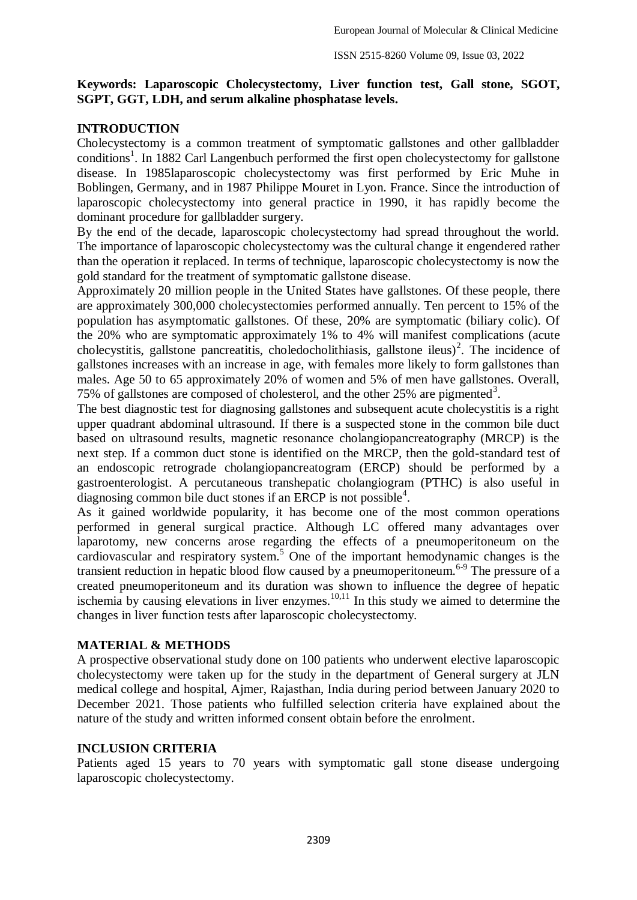**Keywords: Laparoscopic Cholecystectomy, Liver function test, Gall stone, SGOT, SGPT, GGT, LDH, and serum alkaline phosphatase levels.**

## INTRODUCTION

Cholecystectomy is a common treatment of symptomatic gallstones and other gallbladder conditions[1]. In 1882 Carl Langenbuch performed the first open cholecystectomy for gallstone disease. In 1985laparoscopic cholecystectomy was first performed by Eric Muhe in Boblingen, Germany, and in 1987 Philippe Mouret in Lyon. France. Since the introduction of laparoscopic cholecystectomy into general practice in 1990, it has rapidly become the dominant procedure for gallbladder surgery.

By the end of the decade, laparoscopic cholecystectomy had spread throughout the world. The importance of laparoscopic cholecystectomy was the cultural change it engendered rather than the operation it replaced. In terms of technique, laparoscopic cholecystectomy is now the gold standard for the treatment of symptomatic gallstone disease.

Approximately 20 million people in the United States have gallstones. Of these people, there are approximately 300,000 cholecystectomies performed annually. Ten percent to 15% of the population has asymptomatic gallstones. Of these, 20% are symptomatic (biliary colic). Of the 20% who are symptomatic approximately 1% to 4% will manifest complications (acute cholecystitis, gallstone pancreatitis, choledocholithiasis, gallstone ileus)[2]. The incidence of gallstones increases with an increase in age, with females more likely to form gallstones than males. Age 50 to 65 approximately 20% of women and 5% of men have gallstones. Overall, 75% of gallstones are composed of cholesterol, and the other 25% are pigmented[3].

The best diagnostic test for diagnosing gallstones and subsequent acute cholecystitis is a right upper quadrant abdominal ultrasound. If there is a suspected stone in the common bile duct based on ultrasound results, magnetic resonance cholangiopancreatography (MRCP) is the next step. If a common duct stone is identified on the MRCP, then the gold-standard test of an endoscopic retrograde cholangiopancreatogram (ERCP) should be performed by a gastroenterologist. A percutaneous transhepatic cholangiogram (PTHC) is also useful in diagnosing common bile duct stones if an ERCP is not possible[4].

As it gained worldwide popularity, it has become one of the most common operations performed in general surgical practice. Although LC offered many advantages over laparotomy, new concerns arose regarding the effects of a pneumoperitoneum on the cardiovascular and respiratory system.[5] One of the important hemodynamic changes is the transient reduction in hepatic blood flow caused by a pneumoperitoneum.[6-9] The pressure of a created pneumoperitoneum and its duration was shown to influence the degree of hepatic ischemia by causing elevations in liver enzymes.[10,11] In this study we aimed to determine the changes in liver function tests after laparoscopic cholecystectomy.

## MATERIAL & METHODS

A prospective observational study done on 100 patients who underwent elective laparoscopic cholecystectomy were taken up for the study in the department of General surgery at JLN medical college and hospital, Ajmer, Rajasthan, India during period between January 2020 to December 2021. Those patients who fulfilled selection criteria have explained about the nature of the study and written informed consent obtain before the enrolment.

## INCLUSION CRITERIA

Patients aged 15 years to 70 years with symptomatic gall stone disease undergoing laparoscopic cholecystectomy.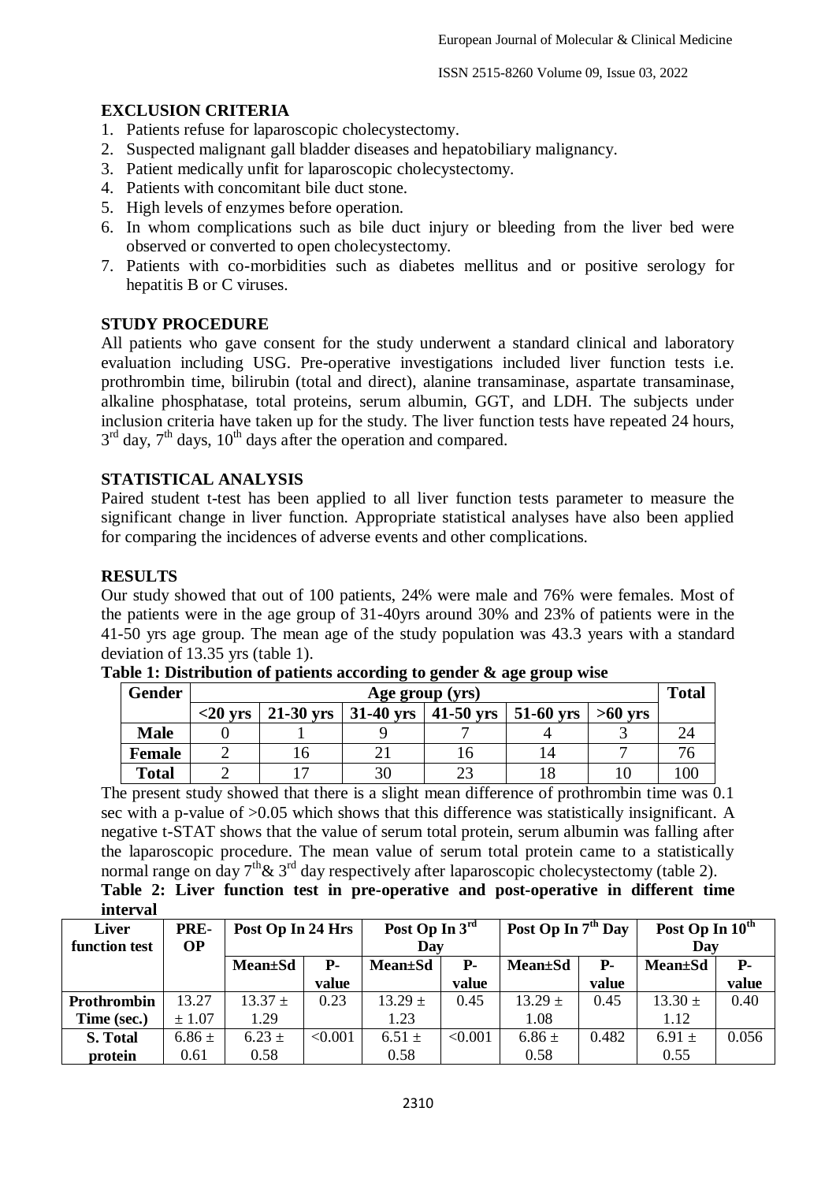## EXCLUSION CRITERIA

1. Patients refuse for laparoscopic cholecystectomy.
2. Suspected malignant gall bladder diseases and hepatobiliary malignancy.
3. Patient medically unfit for laparoscopic cholecystectomy.
4. Patients with concomitant bile duct stone.
5. High levels of enzymes before operation.
6. In whom complications such as bile duct injury or bleeding from the liver bed were observed or converted to open cholecystectomy.
7. Patients with co-morbidities such as diabetes mellitus and or positive serology for hepatitis B or C viruses.

## STUDY PROCEDURE

All patients who gave consent for the study underwent a standard clinical and laboratory evaluation including USG. Pre-operative investigations included liver function tests i.e. prothrombin time, bilirubin (total and direct), alanine transaminase, aspartate transaminase, alkaline phosphatase, total proteins, serum albumin, GGT, and LDH. The subjects under inclusion criteria have taken up for the study. The liver function tests have repeated 24 hours, $3^{rd}$ day, $7^{th}$ days, $10^{th}$ days after the operation and compared.

## STATISTICAL ANALYSIS

Paired student t-test has been applied to all liver function tests parameter to measure the significant change in liver function. Appropriate statistical analyses have also been applied for comparing the incidences of adverse events and other complications.

## RESULTS

Our study showed that out of 100 patients, 24% were male and 76% were females. Most of the patients were in the age group of 31-40yrs around 30% and 23% of patients were in the 41-50 yrs age group. The mean age of the study population was 43.3 years with a standard deviation of 13.35 yrs (table 1).

**Table 1: Distribution of patients according to gender & age group wise**

| Gender | Age group (yrs) | | | | | | Total |
|---|---|---|---|---|---|---|---|
| | <20 yrs | 21-30 yrs | 31-40 yrs | 41-50 yrs | 51-60 yrs | >60 yrs | |
| **Male** | 0 | 1 | 9 | 7 | 4 | 3 | 24 |
| **Female** | 2 | 16 | 21 | 16 | 14 | 7 | 76 |
| **Total** | 2 | 17 | 30 | 23 | 18 | 10 | 100 |

The present study showed that there is a slight mean difference of prothrombin time was 0.1 sec with a p-value of >0.05 which shows that this difference was statistically insignificant. A negative t-STAT shows that the value of serum total protein, serum albumin was falling after the laparoscopic procedure. The mean value of serum total protein came to a statistically normal range on day $7^{th}$& $3^{rd}$ day respectively after laparoscopic cholecystectomy (table 2).

**Table 2: Liver function test in pre-operative and post-operative in different time interval**

| Liver function test | PRE-OP | Post Op In 24 Hrs | | Post Op In $3^{rd}$ Day | | Post Op In $7^{th}$ Day | | Post Op In $10^{th}$ Day | |
|---|---|---|---|---|---|---|---|---|---|
| | | Mean±Sd | P-value | Mean±Sd | P-value | Mean±Sd | P-value | Mean±Sd | P-value |
| **Prothrombin Time (sec.)** | 13.27 ± 1.07 | 13.37 ± 1.29 | 0.23 | 13.29 ± 1.23 | 0.45 | 13.29 ± 1.08 | 0.45 | 13.30 ± 1.12 | 0.40 |
| **S. Total protein** | 6.86 ± 0.61 | 6.23 ± 0.58 | <0.001 | 6.51 ± 0.58 | <0.001 | 6.86 ± 0.58 | 0.482 | 6.91 ± 0.55 | 0.056 |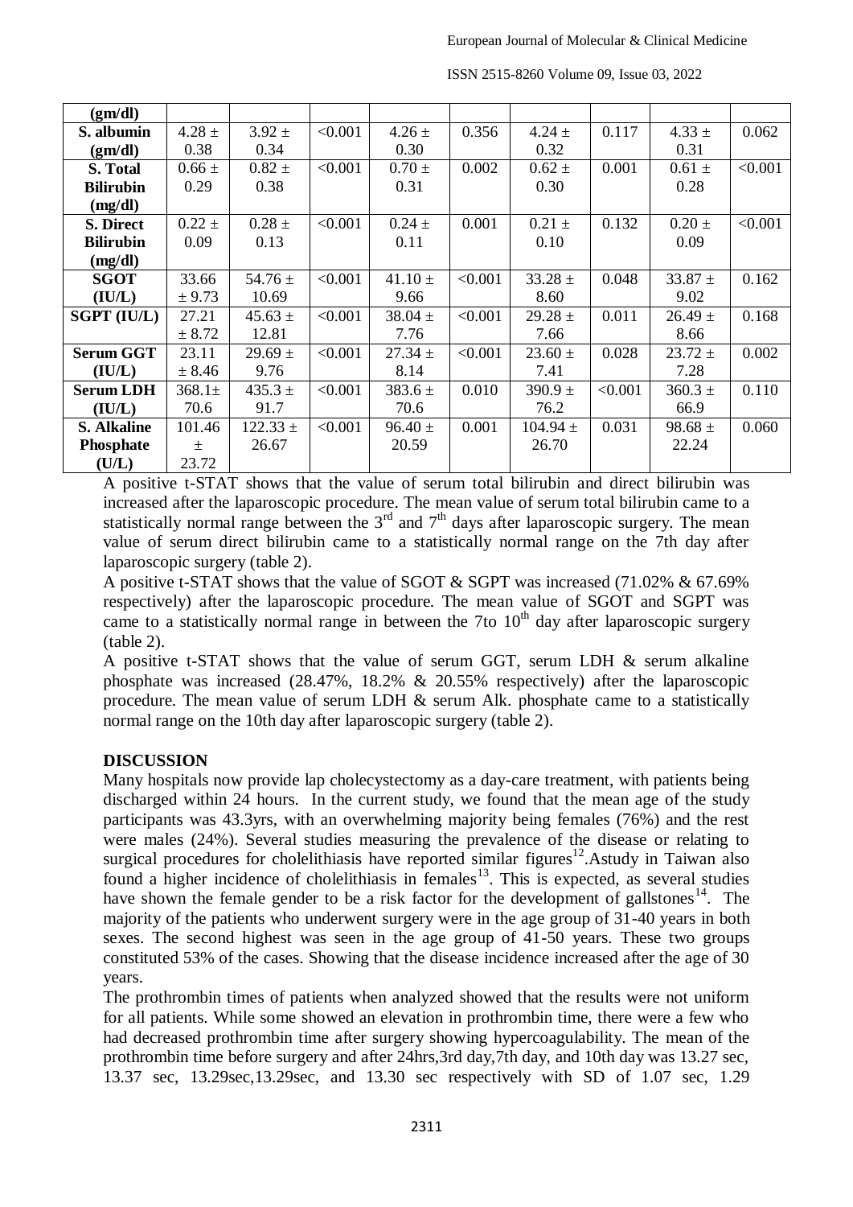| (gm/dl) | | | | | | | | | |
|---|---|---|---|---|---|---|---|---|---|
| S. albumin (gm/dl) | 4.28 ± 0.38 | 3.92 ± 0.34 | <0.001 | 4.26 ± 0.30 | 0.356 | 4.24 ± 0.32 | 0.117 | 4.33 ± 0.31 | 0.062 |
| S. Total Bilirubin (mg/dl) | 0.66 ± 0.29 | 0.82 ± 0.38 | <0.001 | 0.70 ± 0.31 | 0.002 | 0.62 ± 0.30 | 0.001 | 0.61 ± 0.28 | <0.001 |
| S. Direct Bilirubin (mg/dl) | 0.22 ± 0.09 | 0.28 ± 0.13 | <0.001 | 0.24 ± 0.11 | 0.001 | 0.21 ± 0.10 | 0.132 | 0.20 ± 0.09 | <0.001 |
| SGOT (IU/L) | 33.66 ± 9.73 | 54.76 ± 10.69 | <0.001 | 41.10 ± 9.66 | <0.001 | 33.28 ± 8.60 | 0.048 | 33.87 ± 9.02 | 0.162 |
| SGPT (IU/L) | 27.21 ± 8.72 | 45.63 ± 12.81 | <0.001 | 38.04 ± 7.76 | <0.001 | 29.28 ± 7.66 | 0.011 | 26.49 ± 8.66 | 0.168 |
| Serum GGT (IU/L) | 23.11 ± 8.46 | 29.69 ± 9.76 | <0.001 | 27.34 ± 8.14 | <0.001 | 23.60 ± 7.41 | 0.028 | 23.72 ± 7.28 | 0.002 |
| Serum LDH (IU/L) | 368.1± 70.6 | 435.3 ± 91.7 | <0.001 | 383.6 ± 70.6 | 0.010 | 390.9 ± 76.2 | <0.001 | 360.3 ± 66.9 | 0.110 |
| S. Alkaline Phosphate (U/L) | 101.46 ± 23.72 | 122.33 ± 26.67 | <0.001 | 96.40 ± 20.59 | 0.001 | 104.94 ± 26.70 | 0.031 | 98.68 ± 22.24 | 0.060 |

A positive t-STAT shows that the value of serum total bilirubin and direct bilirubin was increased after the laparoscopic procedure. The mean value of serum total bilirubin came to a statistically normal range between the 3rd and 7th days after laparoscopic surgery. The mean value of serum direct bilirubin came to a statistically normal range on the 7th day after laparoscopic surgery (table 2).

A positive t-STAT shows that the value of SGOT & SGPT was increased (71.02% & 67.69% respectively) after the laparoscopic procedure. The mean value of SGOT and SGPT was came to a statistically normal range in between the 7to 10th day after laparoscopic surgery (table 2).

A positive t-STAT shows that the value of serum GGT, serum LDH & serum alkaline phosphate was increased (28.47%, 18.2% & 20.55% respectively) after the laparoscopic procedure. The mean value of serum LDH & serum Alk. phosphate came to a statistically normal range on the 10th day after laparoscopic surgery (table 2).

## DISCUSSION

Many hospitals now provide lap cholecystectomy as a day-care treatment, with patients being discharged within 24 hours. In the current study, we found that the mean age of the study participants was 43.3yrs, with an overwhelming majority being females (76%) and the rest were males (24%). Several studies measuring the prevalence of the disease or relating to surgical procedures for cholelithiasis have reported similar figures[12].Astudy in Taiwan also found a higher incidence of cholelithiasis in females[13]. This is expected, as several studies have shown the female gender to be a risk factor for the development of gallstones[14]. The majority of the patients who underwent surgery were in the age group of 31-40 years in both sexes. The second highest was seen in the age group of 41-50 years. These two groups constituted 53% of the cases. Showing that the disease incidence increased after the age of 30 years.

The prothrombin times of patients when analyzed showed that the results were not uniform for all patients. While some showed an elevation in prothrombin time, there were a few who had decreased prothrombin time after surgery showing hypercoagulability. The mean of the prothrombin time before surgery and after 24hrs,3rd day,7th day, and 10th day was 13.27 sec, 13.37 sec, 13.29sec,13.29sec, and 13.30 sec respectively with SD of 1.07 sec, 1.29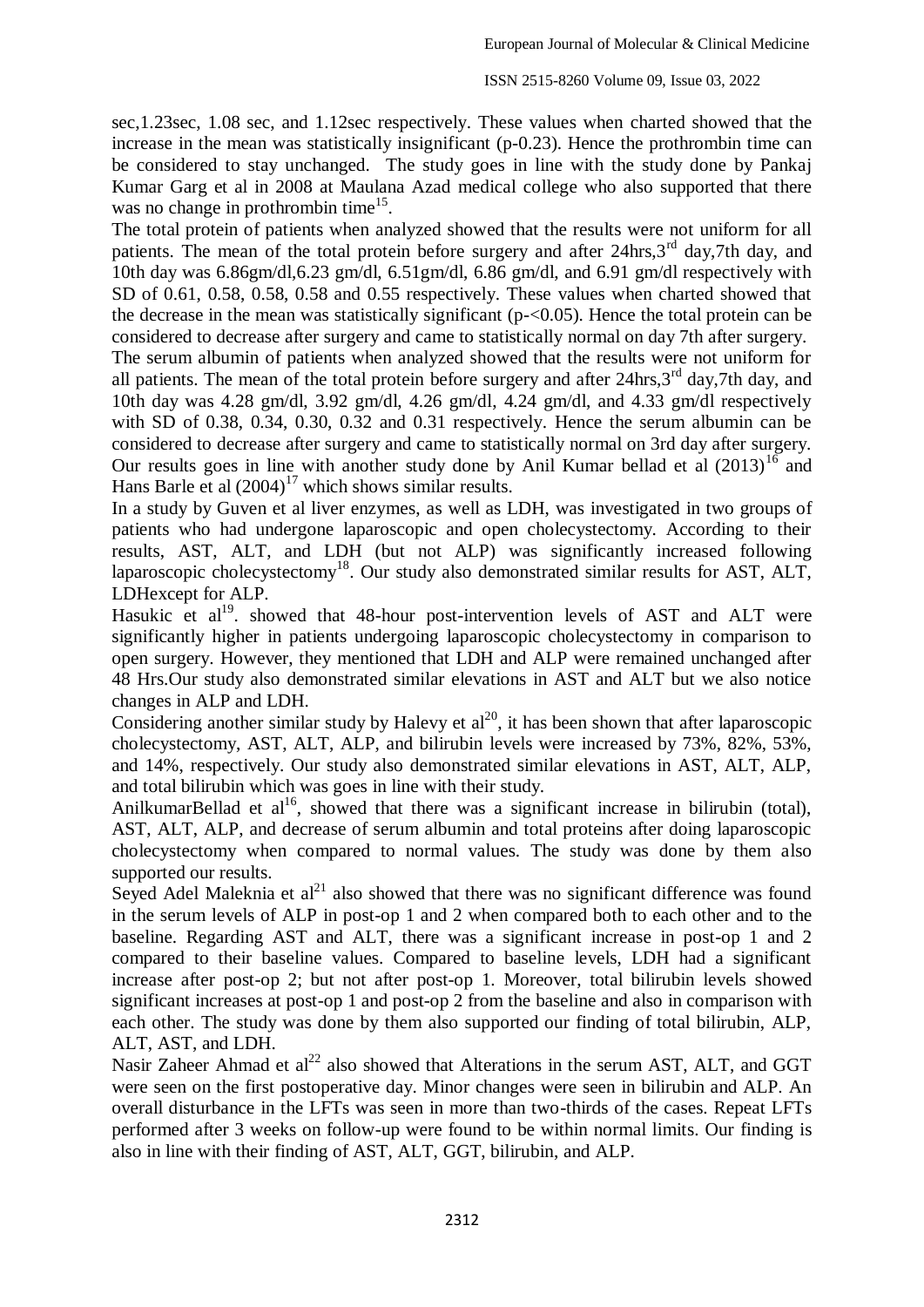sec,1.23sec, 1.08 sec, and 1.12sec respectively. These values when charted showed that the increase in the mean was statistically insignificant (p-0.23). Hence the prothrombin time can be considered to stay unchanged. The study goes in line with the study done by Pankaj Kumar Garg et al in 2008 at Maulana Azad medical college who also supported that there was no change in prothrombin time[15].

The total protein of patients when analyzed showed that the results were not uniform for all patients. The mean of the total protein before surgery and after 24hrs,3rd day,7th day, and 10th day was 6.86gm/dl,6.23 gm/dl, 6.51gm/dl, 6.86 gm/dl, and 6.91 gm/dl respectively with SD of 0.61, 0.58, 0.58, 0.58 and 0.55 respectively. These values when charted showed that the decrease in the mean was statistically significant (p-<0.05). Hence the total protein can be considered to decrease after surgery and came to statistically normal on day 7th after surgery.

The serum albumin of patients when analyzed showed that the results were not uniform for all patients. The mean of the total protein before surgery and after 24hrs,3rd day,7th day, and 10th day was 4.28 gm/dl, 3.92 gm/dl, 4.26 gm/dl, 4.24 gm/dl, and 4.33 gm/dl respectively with SD of 0.38, 0.34, 0.30, 0.32 and 0.31 respectively. Hence the serum albumin can be considered to decrease after surgery and came to statistically normal on 3rd day after surgery. Our results goes in line with another study done by Anil Kumar bellad et al (2013)[16] and Hans Barle et al (2004)[17] which shows similar results.

In a study by Guven et al liver enzymes, as well as LDH, was investigated in two groups of patients who had undergone laparoscopic and open cholecystectomy. According to their results, AST, ALT, and LDH (but not ALP) was significantly increased following laparoscopic cholecystectomy[18]. Our study also demonstrated similar results for AST, ALT, LDHexcept for ALP.

Hasukic et al[19]. showed that 48-hour post-intervention levels of AST and ALT were significantly higher in patients undergoing laparoscopic cholecystectomy in comparison to open surgery. However, they mentioned that LDH and ALP were remained unchanged after 48 Hrs.Our study also demonstrated similar elevations in AST and ALT but we also notice changes in ALP and LDH.

Considering another similar study by Halevy et al[20], it has been shown that after laparoscopic cholecystectomy, AST, ALT, ALP, and bilirubin levels were increased by 73%, 82%, 53%, and 14%, respectively. Our study also demonstrated similar elevations in AST, ALT, ALP, and total bilirubin which was goes in line with their study.

AnilkumarBellad et al[16], showed that there was a significant increase in bilirubin (total), AST, ALT, ALP, and decrease of serum albumin and total proteins after doing laparoscopic cholecystectomy when compared to normal values. The study was done by them also supported our results.

Seyed Adel Maleknia et al[21] also showed that there was no significant difference was found in the serum levels of ALP in post-op 1 and 2 when compared both to each other and to the baseline. Regarding AST and ALT, there was a significant increase in post-op 1 and 2 compared to their baseline values. Compared to baseline levels, LDH had a significant increase after post-op 2; but not after post-op 1. Moreover, total bilirubin levels showed significant increases at post-op 1 and post-op 2 from the baseline and also in comparison with each other. The study was done by them also supported our finding of total bilirubin, ALP, ALT, AST, and LDH.

Nasir Zaheer Ahmad et al[22] also showed that Alterations in the serum AST, ALT, and GGT were seen on the first postoperative day. Minor changes were seen in bilirubin and ALP. An overall disturbance in the LFTs was seen in more than two-thirds of the cases. Repeat LFTs performed after 3 weeks on follow-up were found to be within normal limits. Our finding is also in line with their finding of AST, ALT, GGT, bilirubin, and ALP.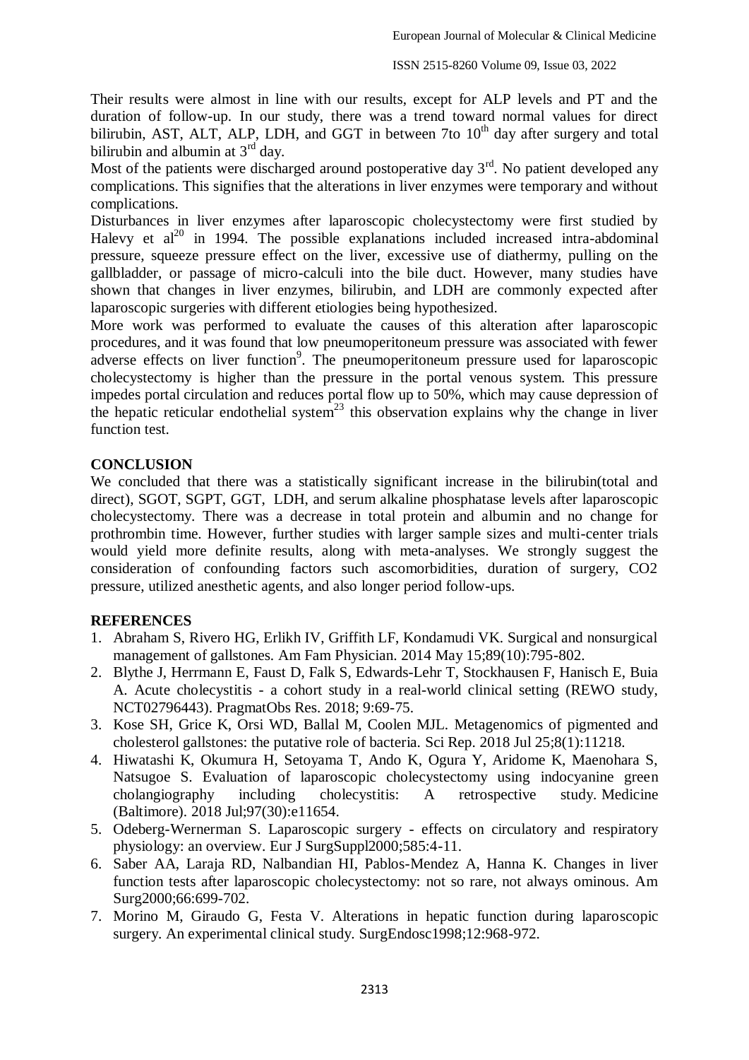Their results were almost in line with our results, except for ALP levels and PT and the duration of follow-up. In our study, there was a trend toward normal values for direct bilirubin, AST, ALT, ALP, LDH, and GGT in between 7to $10^{th}$ day after surgery and total bilirubin and albumin at $3^{rd}$ day.

Most of the patients were discharged around postoperative day $3^{rd}$. No patient developed any complications. This signifies that the alterations in liver enzymes were temporary and without complications.

Disturbances in liver enzymes after laparoscopic cholecystectomy were first studied by Halevy et al[20] in 1994. The possible explanations included increased intra-abdominal pressure, squeeze pressure effect on the liver, excessive use of diathermy, pulling on the gallbladder, or passage of micro-calculi into the bile duct. However, many studies have shown that changes in liver enzymes, bilirubin, and LDH are commonly expected after laparoscopic surgeries with different etiologies being hypothesized.

More work was performed to evaluate the causes of this alteration after laparoscopic procedures, and it was found that low pneumoperitoneum pressure was associated with fewer adverse effects on liver function[9]. The pneumoperitoneum pressure used for laparoscopic cholecystectomy is higher than the pressure in the portal venous system. This pressure impedes portal circulation and reduces portal flow up to 50%, which may cause depression of the hepatic reticular endothelial system[23] this observation explains why the change in liver function test.

## CONCLUSION

We concluded that there was a statistically significant increase in the bilirubin(total and direct), SGOT, SGPT, GGT, LDH, and serum alkaline phosphatase levels after laparoscopic cholecystectomy. There was a decrease in total protein and albumin and no change for prothrombin time. However, further studies with larger sample sizes and multi-center trials would yield more definite results, along with meta-analyses. We strongly suggest the consideration of confounding factors such ascomorbidities, duration of surgery, $CO_2$ pressure, utilized anesthetic agents, and also longer period follow-ups.

## REFERENCES

1. Abraham S, Rivero HG, Erlikh IV, Griffith LF, Kondamudi VK. Surgical and nonsurgical management of gallstones. Am Fam Physician. 2014 May 15;89(10):795-802.
2. Blythe J, Herrmann E, Faust D, Falk S, Edwards-Lehr T, Stockhausen F, Hanisch E, Buia A. Acute cholecystitis - a cohort study in a real-world clinical setting (REWO study, NCT02796443). PragmatObs Res. 2018; 9:69-75.
3. Kose SH, Grice K, Orsi WD, Ballal M, Coolen MJL. Metagenomics of pigmented and cholesterol gallstones: the putative role of bacteria. Sci Rep. 2018 Jul 25;8(1):11218.
4. Hiwatashi K, Okumura H, Setoyama T, Ando K, Ogura Y, Aridome K, Maenohara S, Natsugoe S. Evaluation of laparoscopic cholecystectomy using indocyanine green cholangiography including cholecystitis: A retrospective study. Medicine (Baltimore). 2018 Jul;97(30):e11654.
5. Odeberg-Wernerman S. Laparoscopic surgery - effects on circulatory and respiratory physiology: an overview. Eur J SurgSuppl2000;585:4-11.
6. Saber AA, Laraja RD, Nalbandian HI, Pablos-Mendez A, Hanna K. Changes in liver function tests after laparoscopic cholecystectomy: not so rare, not always ominous. Am Surg2000;66:699-702.
7. Morino M, Giraudo G, Festa V. Alterations in hepatic function during laparoscopic surgery. An experimental clinical study. SurgEndosc1998;12:968-972.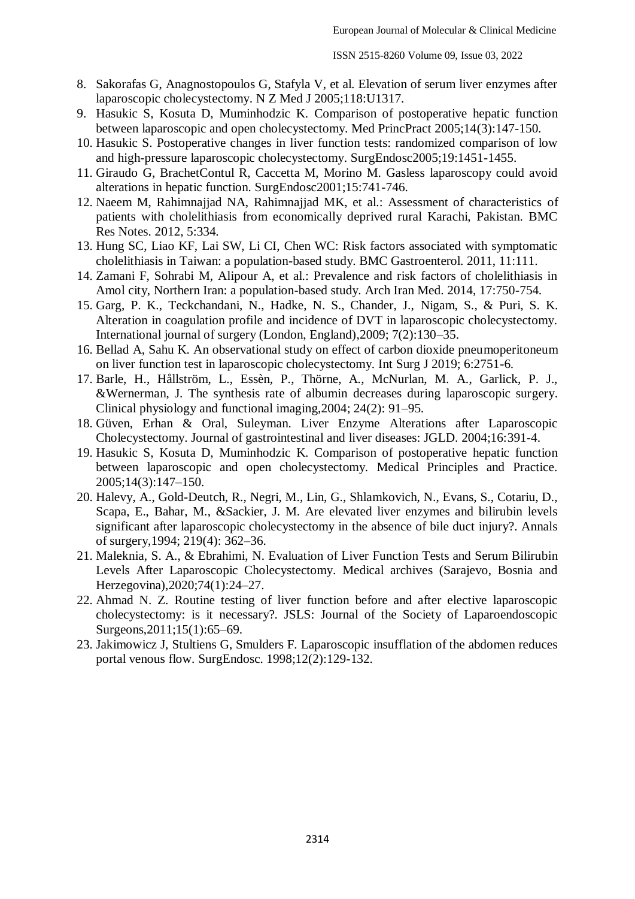8. Sakorafas G, Anagnostopoulos G, Stafyla V, et al. Elevation of serum liver enzymes after laparoscopic cholecystectomy. N Z Med J 2005;118:U1317.
9. Hasukic S, Kosuta D, Muminhodzic K. Comparison of postoperative hepatic function between laparoscopic and open cholecystectomy. Med PrincPract 2005;14(3):147-150.
10. Hasukic S. Postoperative changes in liver function tests: randomized comparison of low and high-pressure laparoscopic cholecystectomy. SurgEndosc2005;19:1451-1455.
11. Giraudo G, BrachetContul R, Caccetta M, Morino M. Gasless laparoscopy could avoid alterations in hepatic function. SurgEndosc2001;15:741-746.
12. Naeem M, Rahimnajjad NA, Rahimnajjad MK, et al.: Assessment of characteristics of patients with cholelithiasis from economically deprived rural Karachi, Pakistan. BMC Res Notes. 2012, 5:334.
13. Hung SC, Liao KF, Lai SW, Li CI, Chen WC: Risk factors associated with symptomatic cholelithiasis in Taiwan: a population-based study. BMC Gastroenterol. 2011, 11:111.
14. Zamani F, Sohrabi M, Alipour A, et al.: Prevalence and risk factors of cholelithiasis in Amol city, Northern Iran: a population-based study. Arch Iran Med. 2014, 17:750-754.
15. Garg, P. K., Teckchandani, N., Hadke, N. S., Chander, J., Nigam, S., & Puri, S. K. Alteration in coagulation profile and incidence of DVT in laparoscopic cholecystectomy. International journal of surgery (London, England),2009; 7(2):130–35.
16. Bellad A, Sahu K. An observational study on effect of carbon dioxide pneumoperitoneum on liver function test in laparoscopic cholecystectomy. Int Surg J 2019; 6:2751-6.
17. Barle, H., Hållström, L., Essèn, P., Thörne, A., McNurlan, M. A., Garlick, P. J., &Wernerman, J. The synthesis rate of albumin decreases during laparoscopic surgery. Clinical physiology and functional imaging,2004; 24(2): 91–95.
18. Güven, Erhan & Oral, Suleyman. Liver Enzyme Alterations after Laparoscopic Cholecystectomy. Journal of gastrointestinal and liver diseases: JGLD. 2004;16:391-4.
19. Hasukic S, Kosuta D, Muminhodzic K. Comparison of postoperative hepatic function between laparoscopic and open cholecystectomy. Medical Principles and Practice. 2005;14(3):147–150.
20. Halevy, A., Gold-Deutch, R., Negri, M., Lin, G., Shlamkovich, N., Evans, S., Cotariu, D., Scapa, E., Bahar, M., &Sackier, J. M. Are elevated liver enzymes and bilirubin levels significant after laparoscopic cholecystectomy in the absence of bile duct injury?. Annals of surgery,1994; 219(4): 362–36.
21. Maleknia, S. A., & Ebrahimi, N. Evaluation of Liver Function Tests and Serum Bilirubin Levels After Laparoscopic Cholecystectomy. Medical archives (Sarajevo, Bosnia and Herzegovina),2020;74(1):24–27.
22. Ahmad N. Z. Routine testing of liver function before and after elective laparoscopic cholecystectomy: is it necessary?. JSLS: Journal of the Society of Laparoendoscopic Surgeons,2011;15(1):65–69.
23. Jakimowicz J, Stultiens G, Smulders F. Laparoscopic insufflation of the abdomen reduces portal venous flow. SurgEndosc. 1998;12(2):129-132.